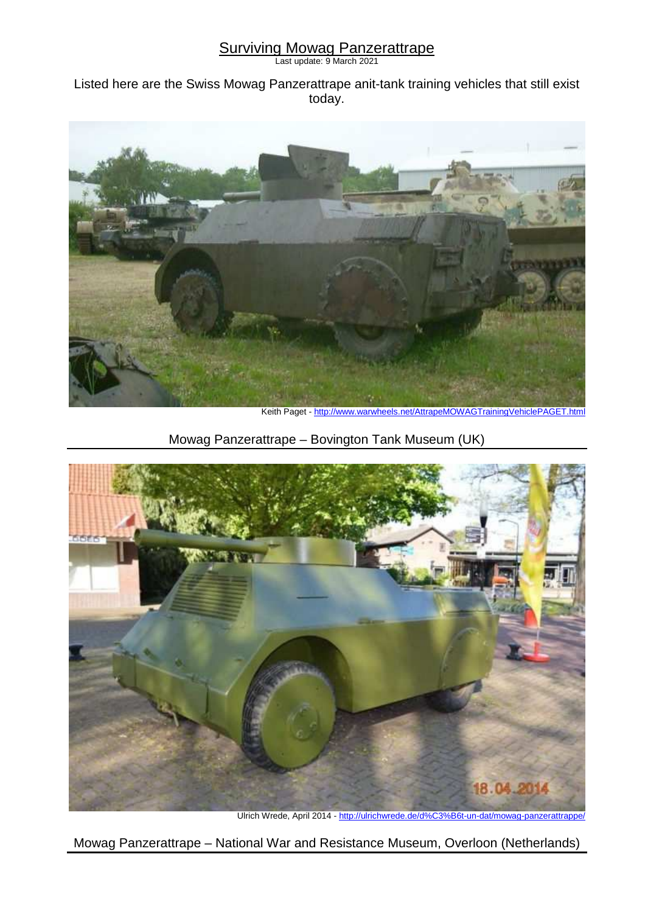# Surviving Mowag Panzerattrape

Last update: 9 March 2021

Listed here are the Swiss Mowag Panzerattrape anit-tank training vehicles that still exist today.

Keith Paget - http://www.warwheels.net/AttrapeMOWAGTrainingVehiclePAGET.html

Mowag Panzerattrape – Bovington Tank Museum (UK)

Ulrich Wrede, April 2014 - http://ulrichwrede.de/d%C3%B6t-un-dat/mowag-panzerattrappe/

Mowag Panzerattrape – National War and Resistance Museum, Overloon (Netherlands)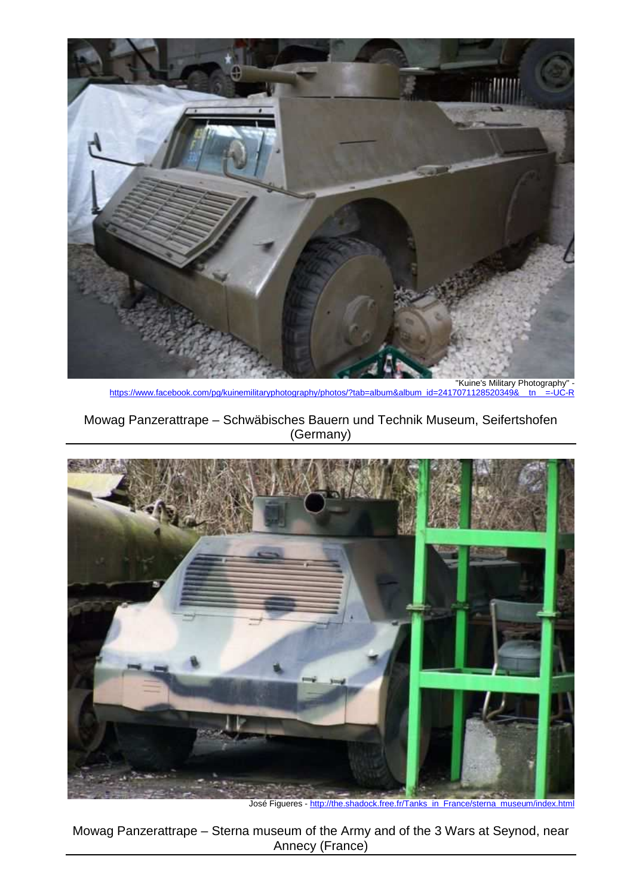"Kuine's Military Photography" - https://www.facebook.com/pg/kuinemilitaryphotography/photos/?tab=album&album_id=2417071128520349&__tn__=-UC-R

Mowag Panzerattrape – Schwäbisches Bauern und Technik Museum, Seifertshofen (Germany)

José Figueres - http://the.shadock.free.fr/Tanks_in_France/sterna_museum/index.html

Mowag Panzerattrape – Sterna museum of the Army and of the 3 Wars at Seynod, near Annecy (France)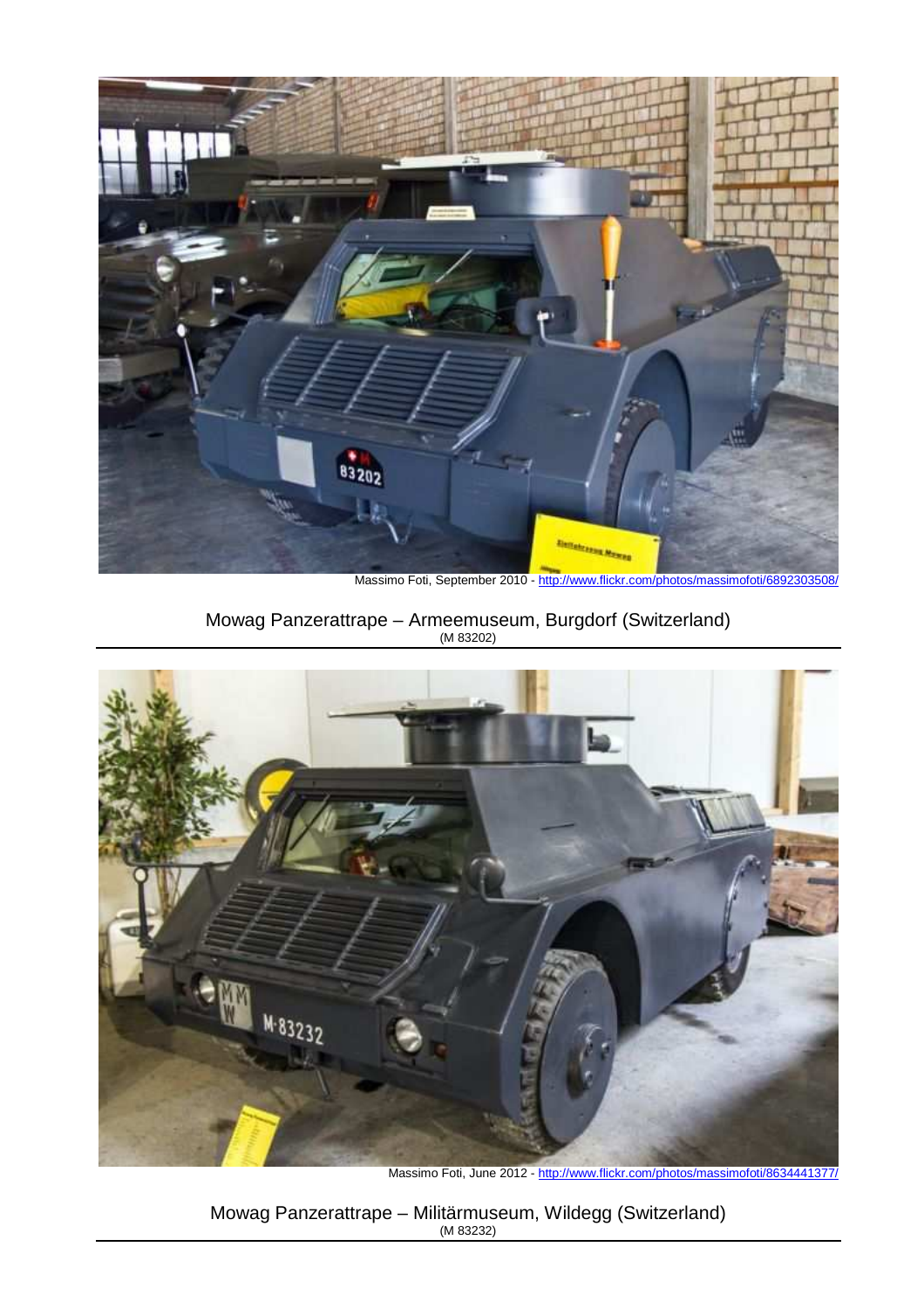Massimo Foti, September 2010 - http://www.flickr.com/photos/massimofoti/6892303508/

Mowag Panzerattrape – Armeemuseum, Burgdorf (Switzerland)
(M 83202)

Massimo Foti, June 2012 - http://www.flickr.com/photos/massimofoti/8634441377/

Mowag Panzerattrape – Militärmuseum, Wildegg (Switzerland)
(M 83232)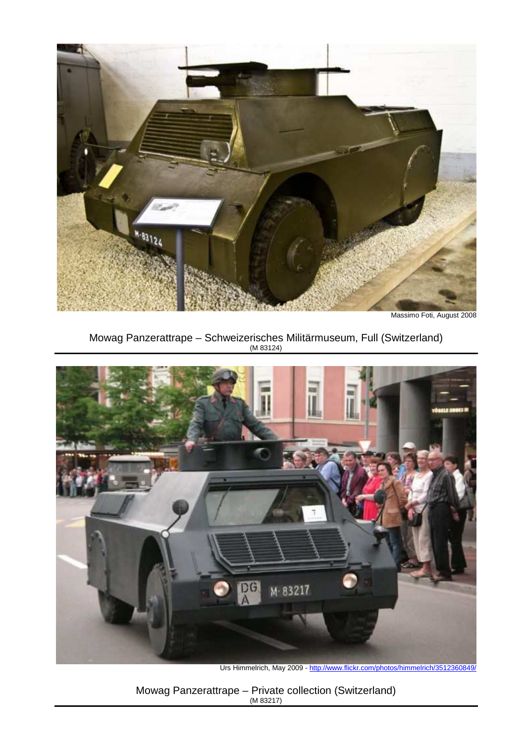Massimo Foti, August 2008

Mowag Panzerattrape – Schweizerisches Militärmuseum, Full (Switzerland)
(M 83124)

Urs Himmelrich, May 2009 - http://www.flickr.com/photos/himmelrich/3512360849/

Mowag Panzerattrape – Private collection (Switzerland)
(M 83217)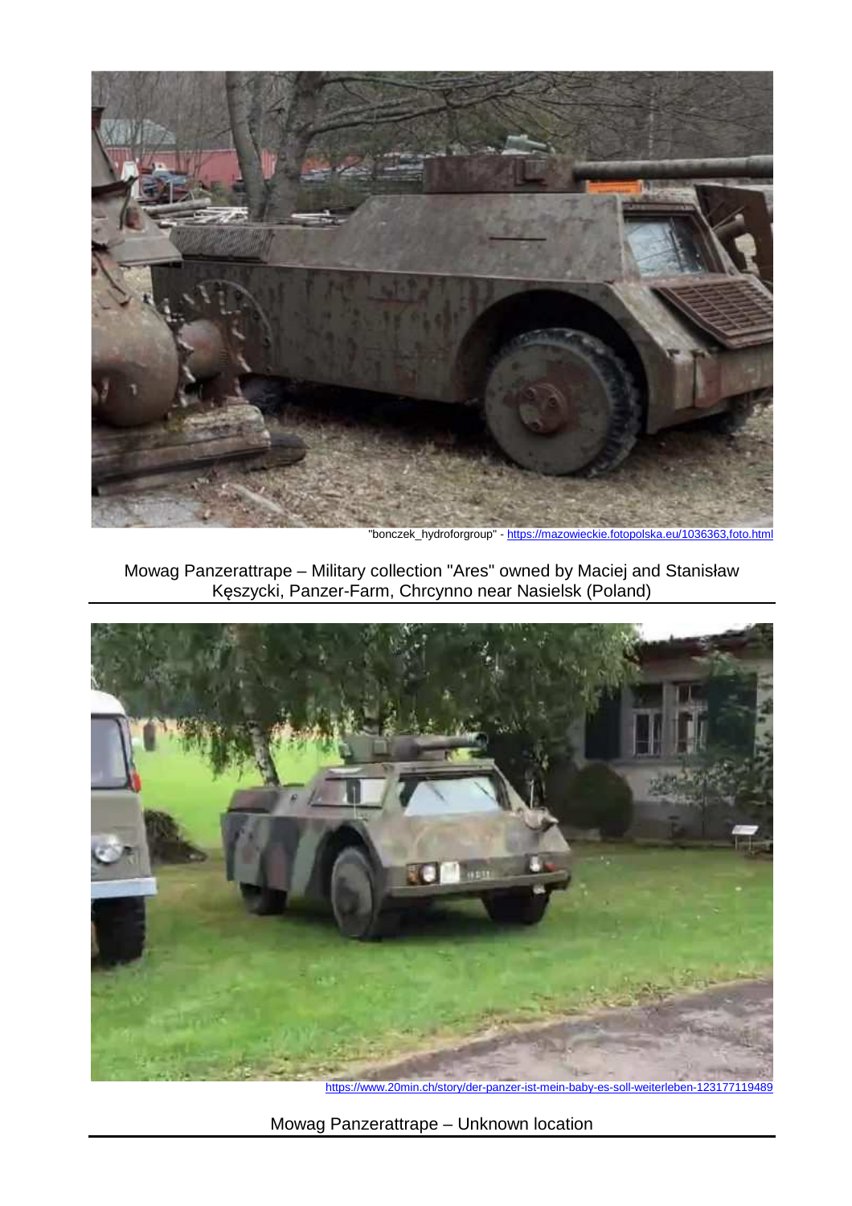"bonczek_hydroforgroup" - https://mazowieckie.fotopolska.eu/1036363,foto.html

Mowag Panzerattrape – Military collection "Ares" owned by Maciej and Stanisław Kęszycki, Panzer-Farm, Chrcynno near Nasielsk (Poland)

https://www.20min.ch/story/der-panzer-ist-mein-baby-es-soll-weiterleben-123177119489

Mowag Panzerattrape – Unknown location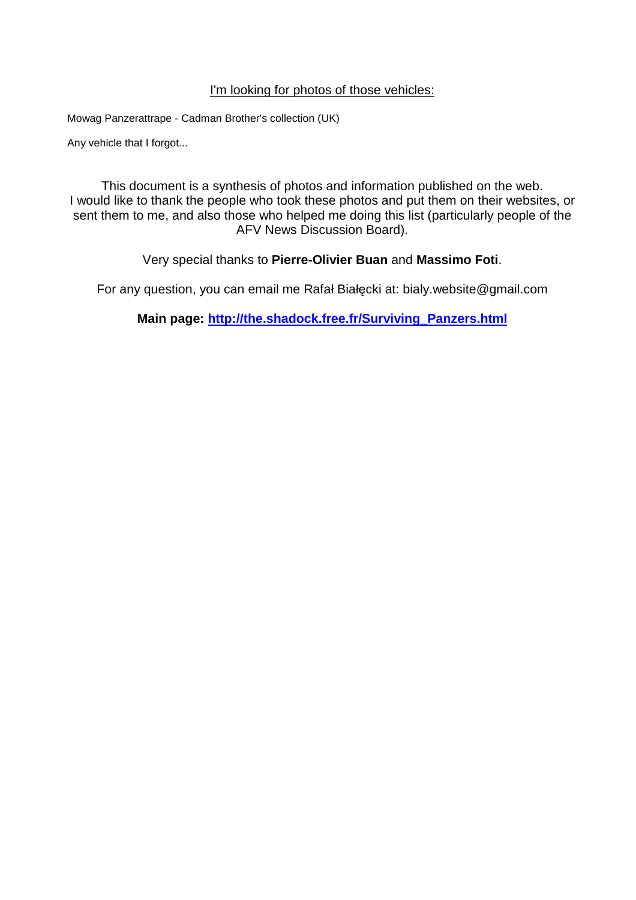I'm looking for photos of those vehicles:

Mowag Panzerattrape - Cadman Brother's collection (UK)

Any vehicle that I forgot...

This document is a synthesis of photos and information published on the web.
I would like to thank the people who took these photos and put them on their websites, or sent them to me, and also those who helped me doing this list (particularly people of the AFV News Discussion Board).

Very special thanks to **Pierre-Olivier Buan** and **Massimo Foti**.

For any question, you can email me Rafał Białęcki at: bialy.website@gmail.com

**Main page: [http://the.shadock.free.fr/Surviving_Panzers.html](http://the.shadock.free.fr/Surviving_Panzers.html)**